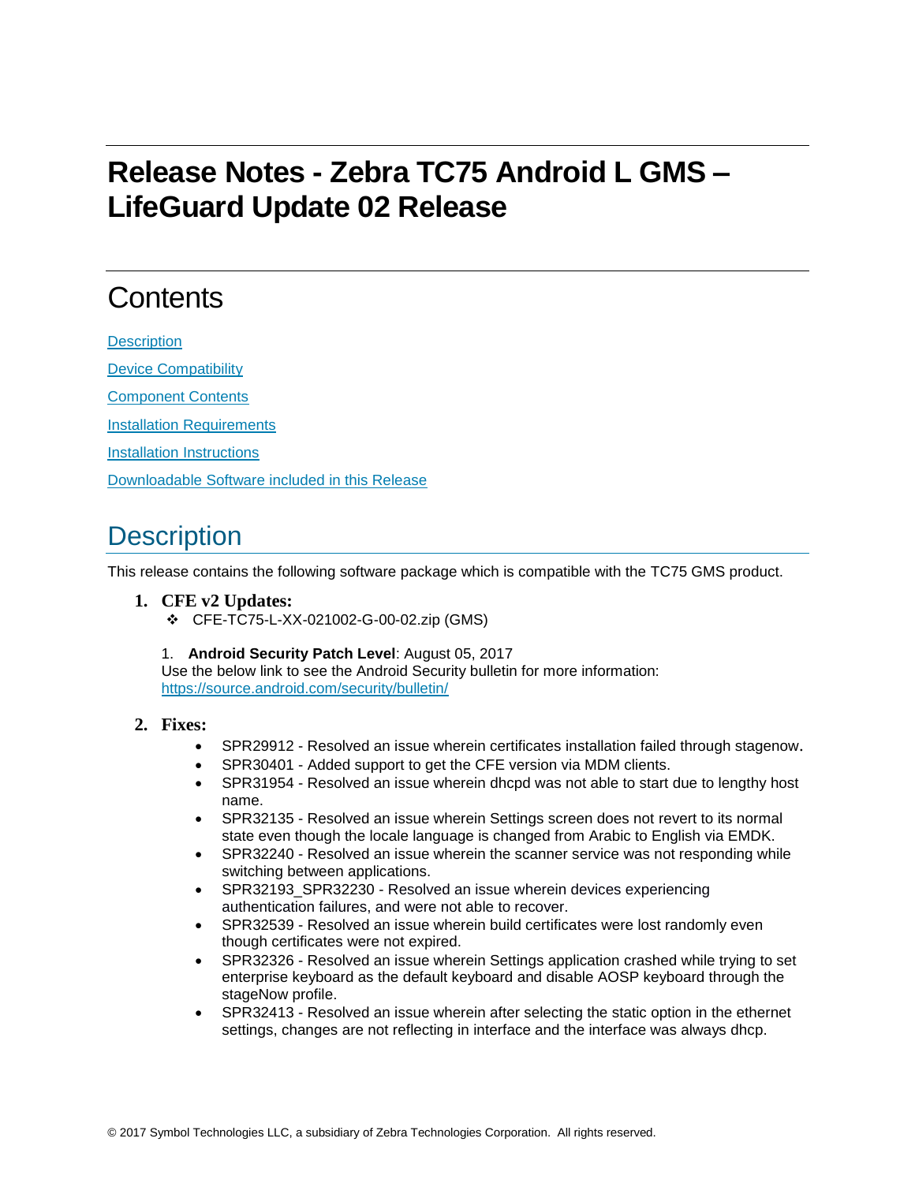# Release Notes - Zebra TC75 Android L GMS – LifeGuard Update 02 Release

## Contents

[Description](#description)

[Device Compatibility](#device-compatibility)

[Component Contents](#component-contents)

[Installation Requirements](#installation-requirements)

[Installation Instructions](#installation-instructions)

[Downloadable Software included in this Release](#downloadable-software-included-in-this-release)

## Description

This release contains the following software package which is compatible with the TC75 GMS product.

1. **CFE v2 Updates:**
   - ❖ CFE-TC75-L-XX-021002-G-00-02.zip (GMS)

   1. **Android Security Patch Level**: August 05, 2017
   
   Use the below link to see the Android Security bulletin for more information: [https://source.android.com/security/bulletin/](https://source.android.com/security/bulletin/)

2. **Fixes:**
   - SPR29912 - Resolved an issue wherein certificates installation failed through stagenow.
   - SPR30401 - Added support to get the CFE version via MDM clients.
   - SPR31954 - Resolved an issue wherein dhcpd was not able to start due to lengthy host name.
   - SPR32135 - Resolved an issue wherein Settings screen does not revert to its normal state even though the locale language is changed from Arabic to English via EMDK.
   - SPR32240 - Resolved an issue wherein the scanner service was not responding while switching between applications.
   - SPR32193_SPR32230 - Resolved an issue wherein devices experiencing authentication failures, and were not able to recover.
   - SPR32539 - Resolved an issue wherein build certificates were lost randomly even though certificates were not expired.
   - SPR32326 - Resolved an issue wherein Settings application crashed while trying to set enterprise keyboard as the default keyboard and disable AOSP keyboard through the stageNow profile.
   - SPR32413 - Resolved an issue wherein after selecting the static option in the ethernet settings, changes are not reflecting in interface and the interface was always dhcp.

© 2017 Symbol Technologies LLC, a subsidiary of Zebra Technologies Corporation. All rights reserved.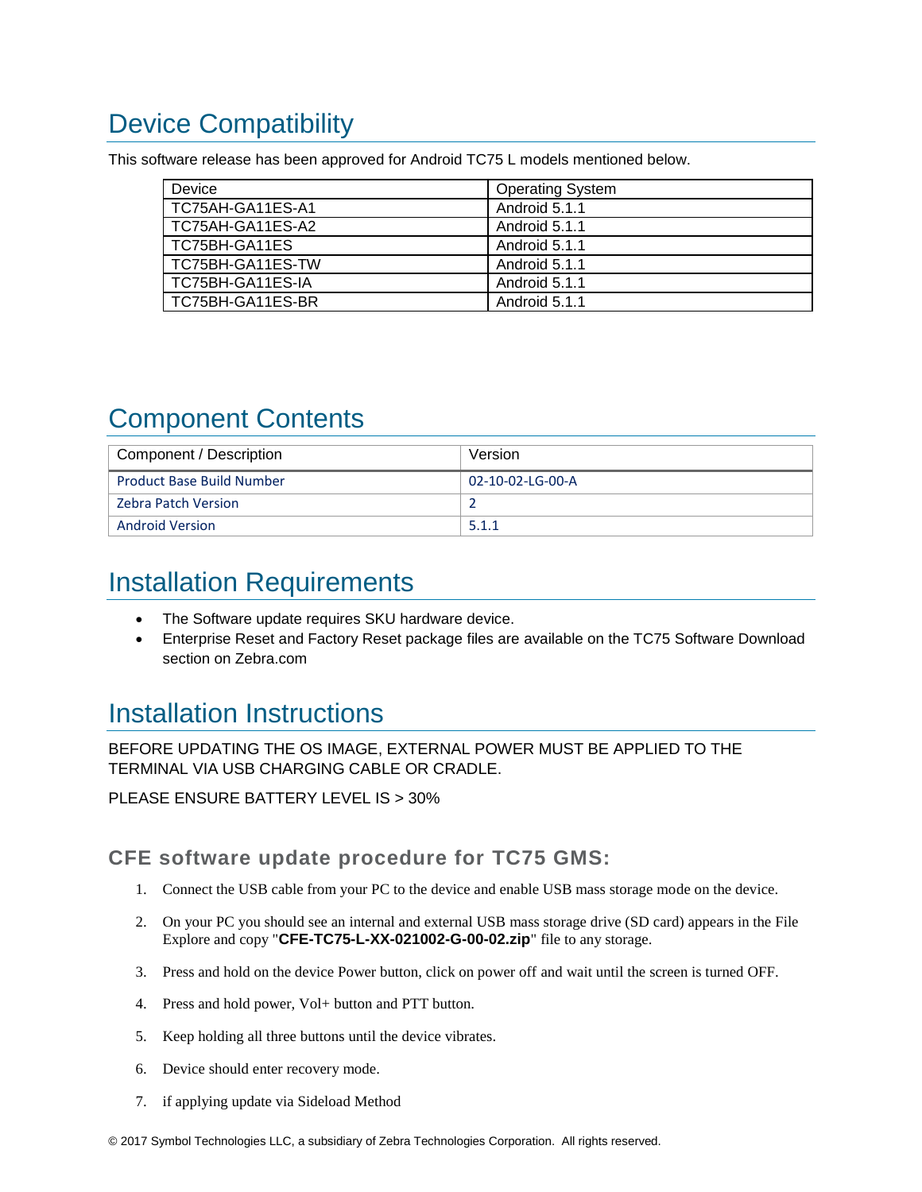# Device Compatibility

This software release has been approved for Android TC75 L models mentioned below.

| Device | Operating System |
| --- | --- |
| TC75AH-GA11ES-A1 | Android 5.1.1 |
| TC75AH-GA11ES-A2 | Android 5.1.1 |
| TC75BH-GA11ES | Android 5.1.1 |
| TC75BH-GA11ES-TW | Android 5.1.1 |
| TC75BH-GA11ES-IA | Android 5.1.1 |
| TC75BH-GA11ES-BR | Android 5.1.1 |

# Component Contents

| Component / Description | Version |
| --- | --- |
| Product Base Build Number | 02-10-02-LG-00-A |
| Zebra Patch Version | 2 |
| Android Version | 5.1.1 |

# Installation Requirements

- The Software update requires SKU hardware device.
- Enterprise Reset and Factory Reset package files are available on the TC75 Software Download section on Zebra.com

# Installation Instructions

BEFORE UPDATING THE OS IMAGE, EXTERNAL POWER MUST BE APPLIED TO THE TERMINAL VIA USB CHARGING CABLE OR CRADLE.

PLEASE ENSURE BATTERY LEVEL IS > 30%

### CFE software update procedure for TC75 GMS:

1. Connect the USB cable from your PC to the device and enable USB mass storage mode on the device.
2. On your PC you should see an internal and external USB mass storage drive (SD card) appears in the File Explore and copy "**CFE-TC75-L-XX-021002-G-00-02.zip**" file to any storage.
3. Press and hold on the device Power button, click on power off and wait until the screen is turned OFF.
4. Press and hold power, Vol+ button and PTT button.
5. Keep holding all three buttons until the device vibrates.
6. Device should enter recovery mode.
7. if applying update via Sideload Method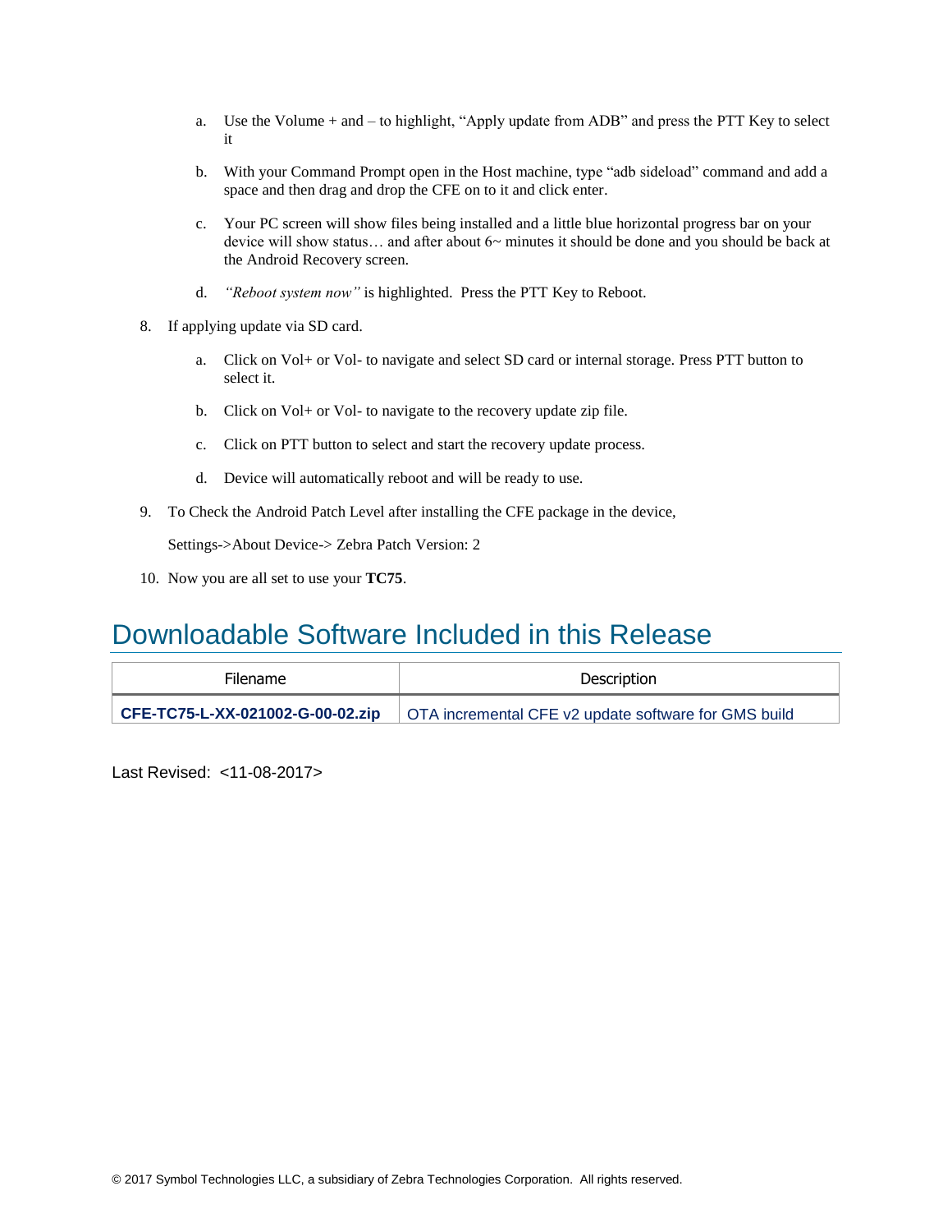a. Use the Volume + and – to highlight, "Apply update from ADB" and press the PTT Key to select it

   b. With your Command Prompt open in the Host machine, type "adb sideload" command and add a space and then drag and drop the CFE on to it and click enter.

   c. Your PC screen will show files being installed and a little blue horizontal progress bar on your device will show status… and after about 6~ minutes it should be done and you should be back at the Android Recovery screen.

   d. *"Reboot system now"* is highlighted. Press the PTT Key to Reboot.

8. If applying update via SD card.

   a. Click on Vol+ or Vol- to navigate and select SD card or internal storage. Press PTT button to select it.

   b. Click on Vol+ or Vol- to navigate to the recovery update zip file.

   c. Click on PTT button to select and start the recovery update process.

   d. Device will automatically reboot and will be ready to use.

9. To Check the Android Patch Level after installing the CFE package in the device,

   Settings->About Device-> Zebra Patch Version: 2

10. Now you are all set to use your **TC75**.

# Downloadable Software Included in this Release

| Filename | Description |
|---|---|
| **CFE-TC75-L-XX-021002-G-00-02.zip** | OTA incremental CFE v2 update software for GMS build |

Last Revised: <11-08-2017>

© 2017 Symbol Technologies LLC, a subsidiary of Zebra Technologies Corporation. All rights reserved.